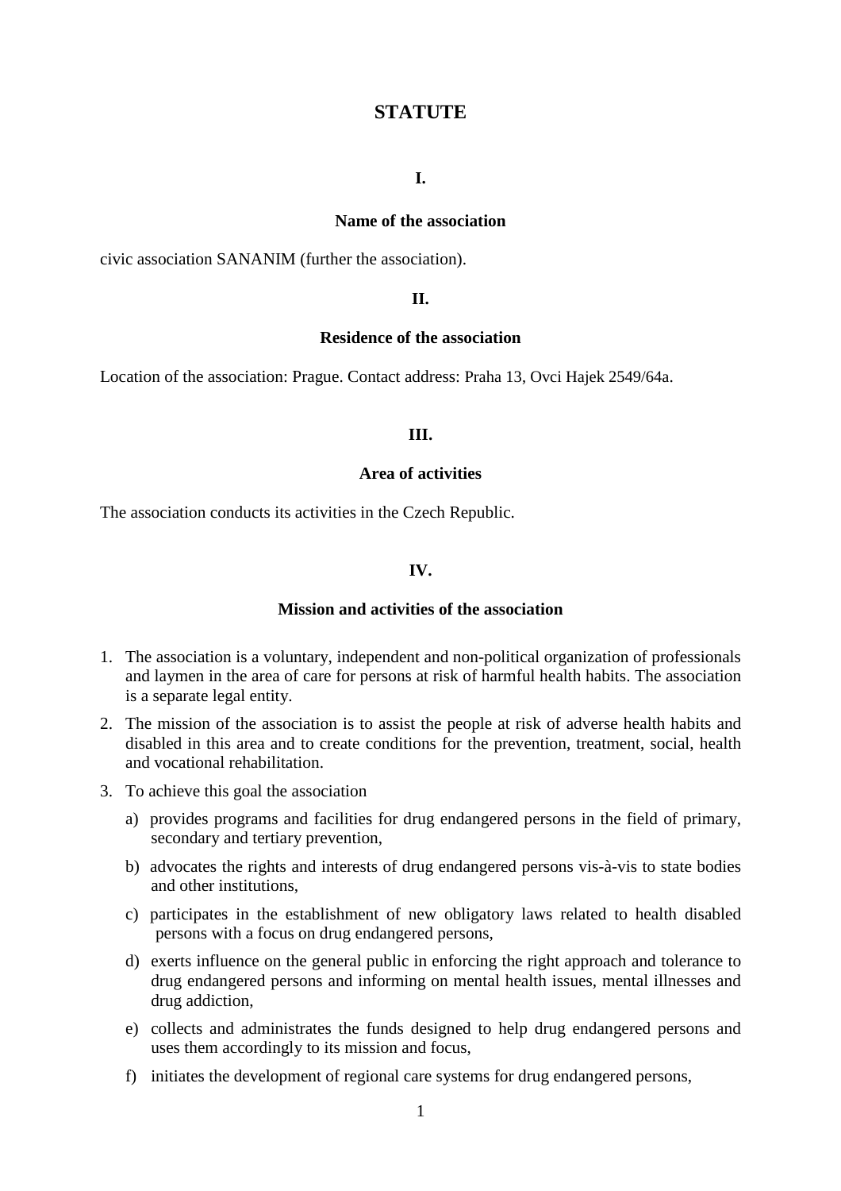# STATUTE

## I.

## Name of the association

civic association SANANIM (further the association).

## II.

## Residence of the association

Location of the association: Prague. Contact address: Praha 13, Ovci Hajek 2549/64a.

## III.

## Area of activities

The association conducts its activities in the Czech Republic.

## IV.

## Mission and activities of the association

1. The association is a voluntary, independent and non-political organization of professionals and laymen in the area of care for persons at risk of harmful health habits. The association is a separate legal entity.
2. The mission of the association is to assist the people at risk of adverse health habits and disabled in this area and to create conditions for the prevention, treatment, social, health and vocational rehabilitation.
3. To achieve this goal the association
   a) provides programs and facilities for drug endangered persons in the field of primary, secondary and tertiary prevention,
   b) advocates the rights and interests of drug endangered persons vis-à-vis to state bodies and other institutions,
   c) participates in the establishment of new obligatory laws related to health disabled persons with a focus on drug endangered persons,
   d) exerts influence on the general public in enforcing the right approach and tolerance to drug endangered persons and informing on mental health issues, mental illnesses and drug addiction,
   e) collects and administrates the funds designed to help drug endangered persons and uses them accordingly to its mission and focus,
   f) initiates the development of regional care systems for drug endangered persons,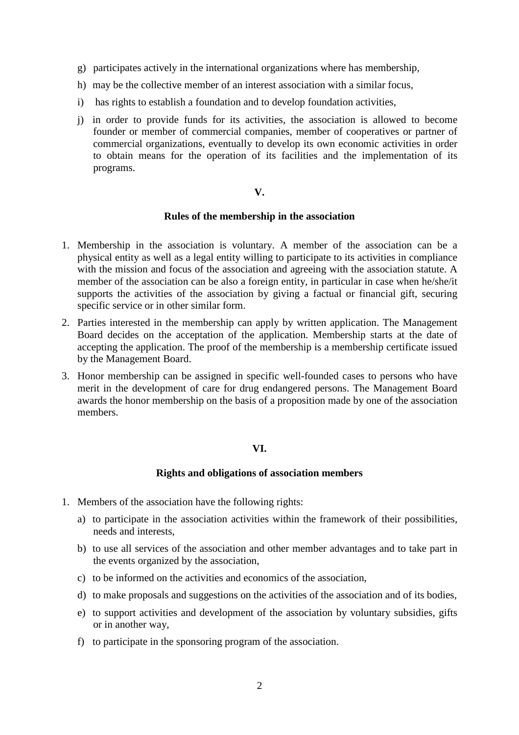g) participates actively in the international organizations where has membership,
h) may be the collective member of an interest association with a similar focus,
i) has rights to establish a foundation and to develop foundation activities,
j) in order to provide funds for its activities, the association is allowed to become founder or member of commercial companies, member of cooperatives or partner of commercial organizations, eventually to develop its own economic activities in order to obtain means for the operation of its facilities and the implementation of its programs.

## V.

## Rules of the membership in the association

1. Membership in the association is voluntary. A member of the association can be a physical entity as well as a legal entity willing to participate to its activities in compliance with the mission and focus of the association and agreeing with the association statute. A member of the association can be also a foreign entity, in particular in case when he/she/it supports the activities of the association by giving a factual or financial gift, securing specific service or in other similar form.
2. Parties interested in the membership can apply by written application. The Management Board decides on the acceptation of the application. Membership starts at the date of accepting the application. The proof of the membership is a membership certificate issued by the Management Board.
3. Honor membership can be assigned in specific well-founded cases to persons who have merit in the development of care for drug endangered persons. The Management Board awards the honor membership on the basis of a proposition made by one of the association members.

## VI.

## Rights and obligations of association members

1. Members of the association have the following rights:
   a) to participate in the association activities within the framework of their possibilities, needs and interests,
   b) to use all services of the association and other member advantages and to take part in the events organized by the association,
   c) to be informed on the activities and economics of the association,
   d) to make proposals and suggestions on the activities of the association and of its bodies,
   e) to support activities and development of the association by voluntary subsidies, gifts or in another way,
   f) to participate in the sponsoring program of the association.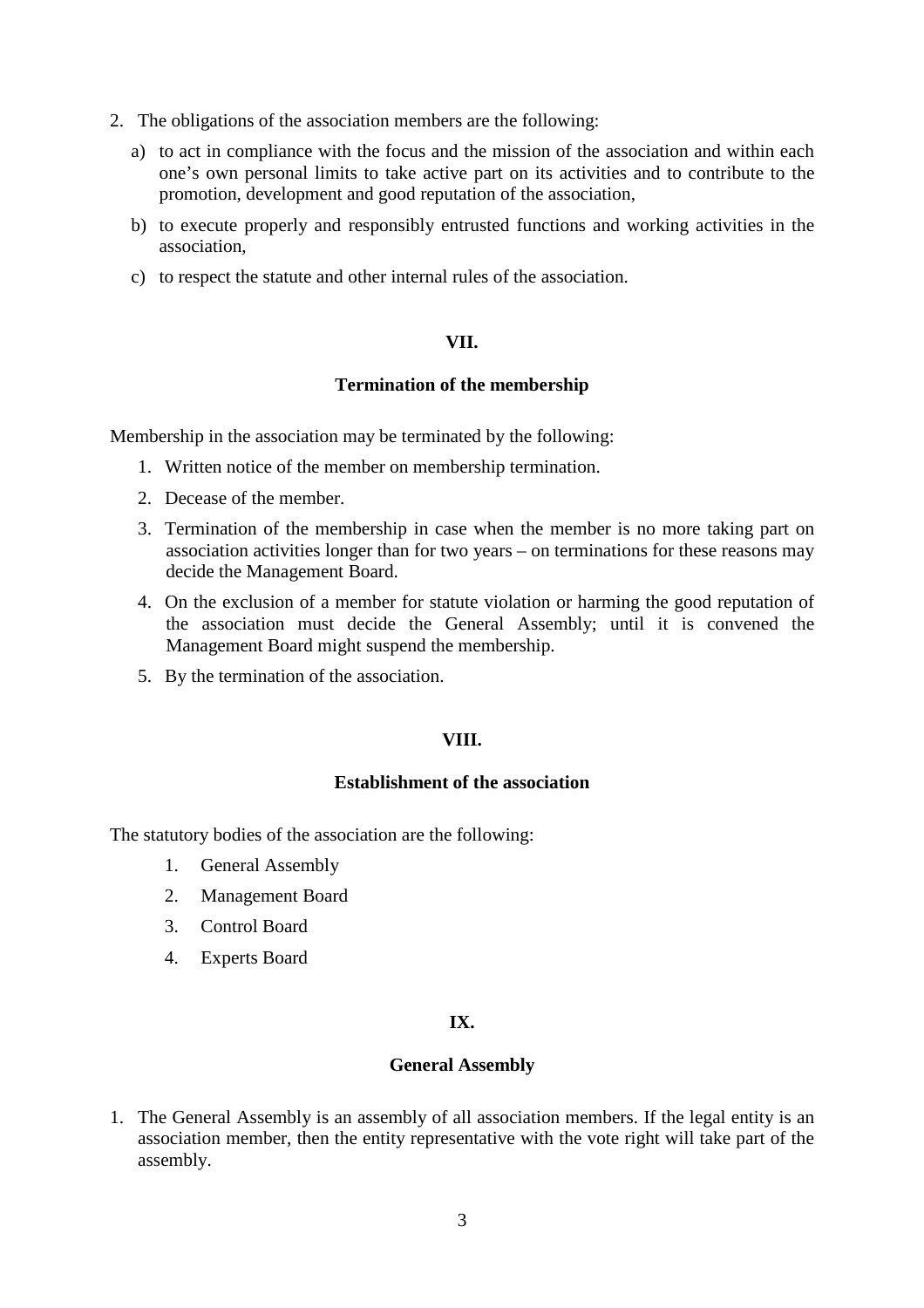2. The obligations of the association members are the following:

   a) to act in compliance with the focus and the mission of the association and within each one's own personal limits to take active part on its activities and to contribute to the promotion, development and good reputation of the association,

   b) to execute properly and responsibly entrusted functions and working activities in the association,

   c) to respect the statute and other internal rules of the association.

## VII.

## Termination of the membership

Membership in the association may be terminated by the following:

1. Written notice of the member on membership termination.
2. Decease of the member.
3. Termination of the membership in case when the member is no more taking part on association activities longer than for two years – on terminations for these reasons may decide the Management Board.
4. On the exclusion of a member for statute violation or harming the good reputation of the association must decide the General Assembly; until it is convened the Management Board might suspend the membership.
5. By the termination of the association.

## VIII.

## Establishment of the association

The statutory bodies of the association are the following:

1. General Assembly
2. Management Board
3. Control Board
4. Experts Board

## IX.

## General Assembly

1. The General Assembly is an assembly of all association members. If the legal entity is an association member, then the entity representative with the vote right will take part of the assembly.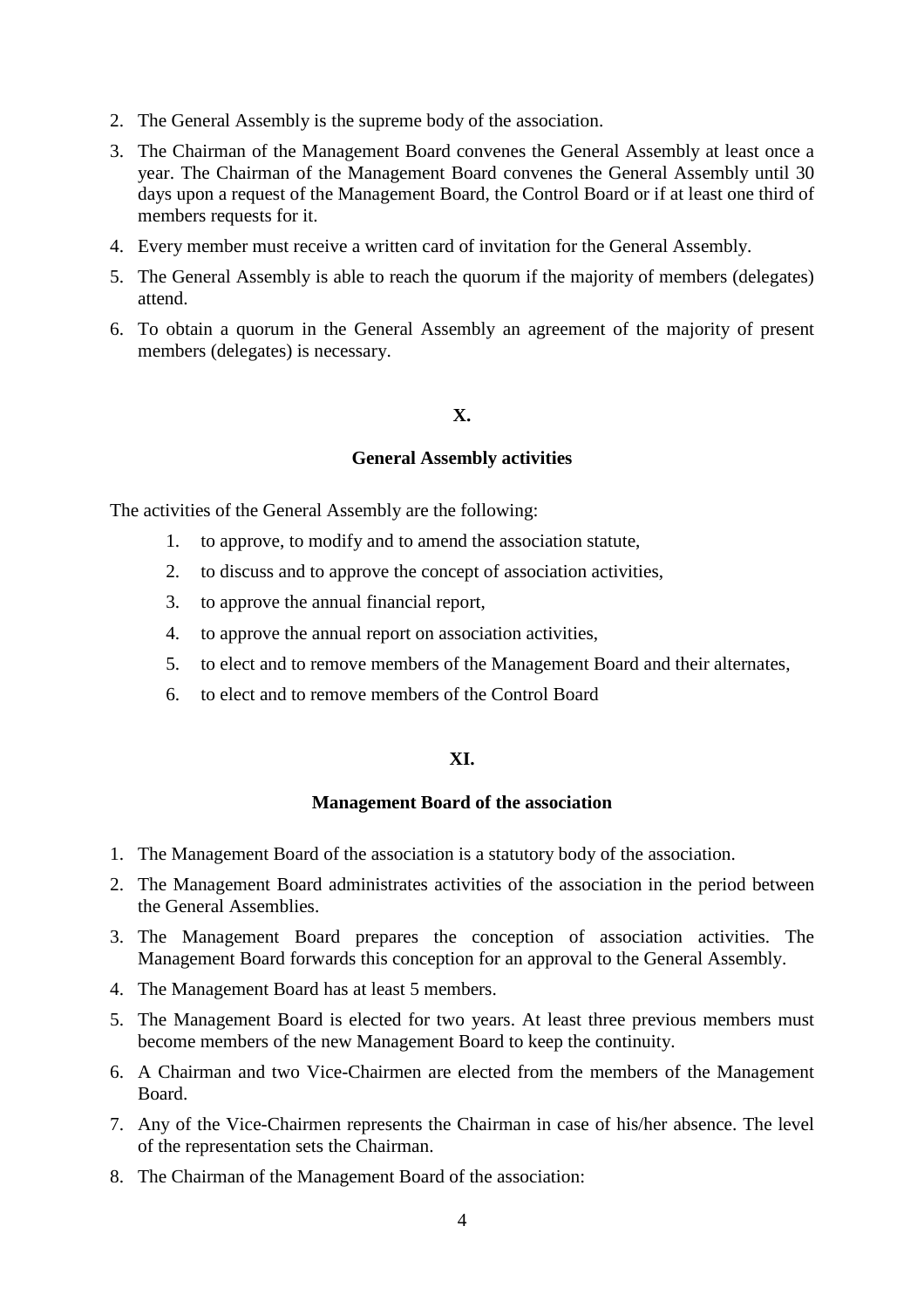2. The General Assembly is the supreme body of the association.
3. The Chairman of the Management Board convenes the General Assembly at least once a year. The Chairman of the Management Board convenes the General Assembly until 30 days upon a request of the Management Board, the Control Board or if at least one third of members requests for it.
4. Every member must receive a written card of invitation for the General Assembly.
5. The General Assembly is able to reach the quorum if the majority of members (delegates) attend.
6. To obtain a quorum in the General Assembly an agreement of the majority of present members (delegates) is necessary.

## X.

## General Assembly activities

The activities of the General Assembly are the following:

1. to approve, to modify and to amend the association statute,
2. to discuss and to approve the concept of association activities,
3. to approve the annual financial report,
4. to approve the annual report on association activities,
5. to elect and to remove members of the Management Board and their alternates,
6. to elect and to remove members of the Control Board

## XI.

## Management Board of the association

1. The Management Board of the association is a statutory body of the association.
2. The Management Board administrates activities of the association in the period between the General Assemblies.
3. The Management Board prepares the conception of association activities. The Management Board forwards this conception for an approval to the General Assembly.
4. The Management Board has at least 5 members.
5. The Management Board is elected for two years. At least three previous members must become members of the new Management Board to keep the continuity.
6. A Chairman and two Vice-Chairmen are elected from the members of the Management Board.
7. Any of the Vice-Chairmen represents the Chairman in case of his/her absence. The level of the representation sets the Chairman.
8. The Chairman of the Management Board of the association: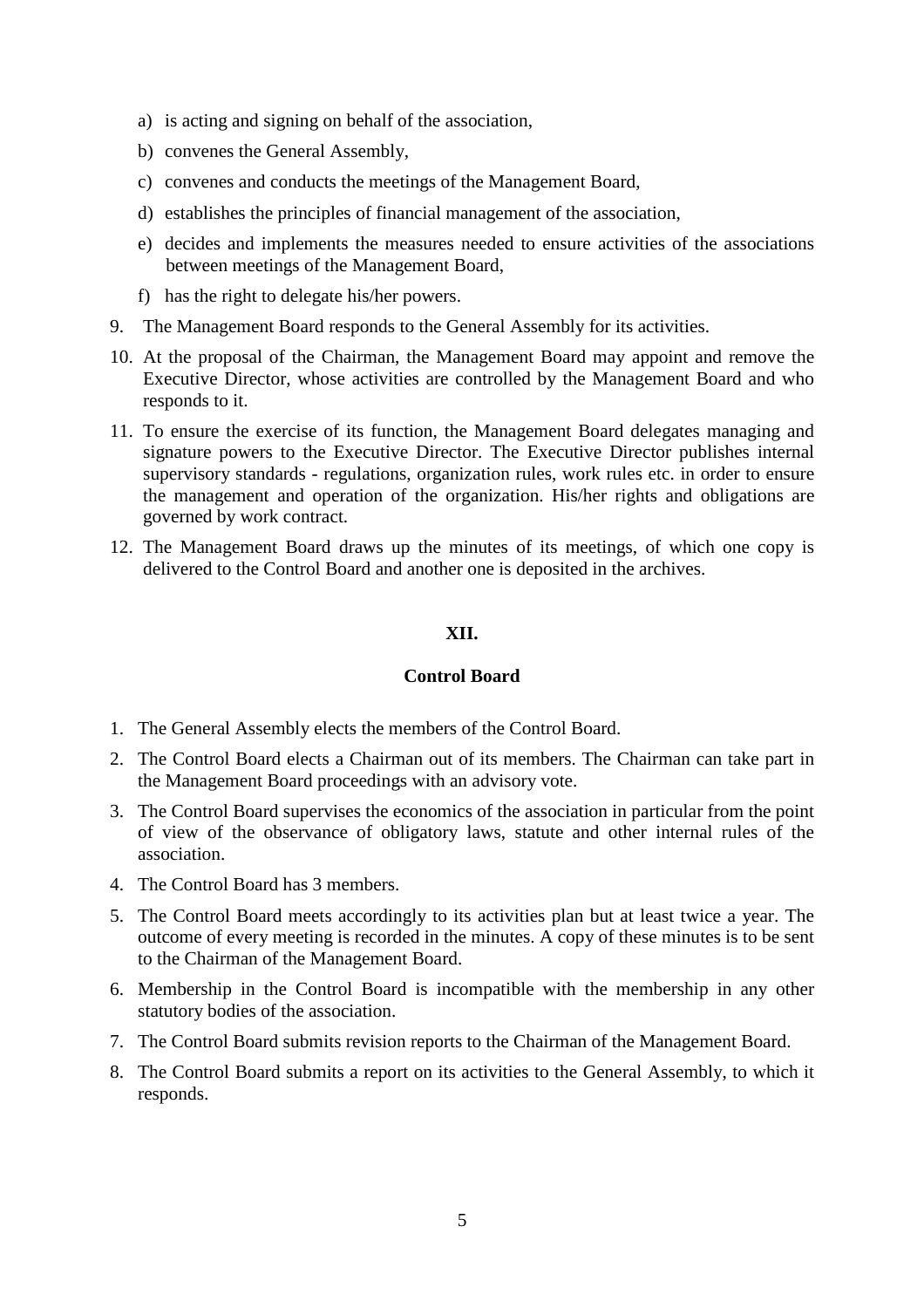a) is acting and signing on behalf of the association,
b) convenes the General Assembly,
c) convenes and conducts the meetings of the Management Board,
d) establishes the principles of financial management of the association,
e) decides and implements the measures needed to ensure activities of the associations between meetings of the Management Board,
f) has the right to delegate his/her powers.

9. The Management Board responds to the General Assembly for its activities.
10. At the proposal of the Chairman, the Management Board may appoint and remove the Executive Director, whose activities are controlled by the Management Board and who responds to it.
11. To ensure the exercise of its function, the Management Board delegates managing and signature powers to the Executive Director. The Executive Director publishes internal supervisory standards - regulations, organization rules, work rules etc. in order to ensure the management and operation of the organization. His/her rights and obligations are governed by work contract.
12. The Management Board draws up the minutes of its meetings, of which one copy is delivered to the Control Board and another one is deposited in the archives.

## XII.

## Control Board

1. The General Assembly elects the members of the Control Board.
2. The Control Board elects a Chairman out of its members. The Chairman can take part in the Management Board proceedings with an advisory vote.
3. The Control Board supervises the economics of the association in particular from the point of view of the observance of obligatory laws, statute and other internal rules of the association.
4. The Control Board has 3 members.
5. The Control Board meets accordingly to its activities plan but at least twice a year. The outcome of every meeting is recorded in the minutes. A copy of these minutes is to be sent to the Chairman of the Management Board.
6. Membership in the Control Board is incompatible with the membership in any other statutory bodies of the association.
7. The Control Board submits revision reports to the Chairman of the Management Board.
8. The Control Board submits a report on its activities to the General Assembly, to which it responds.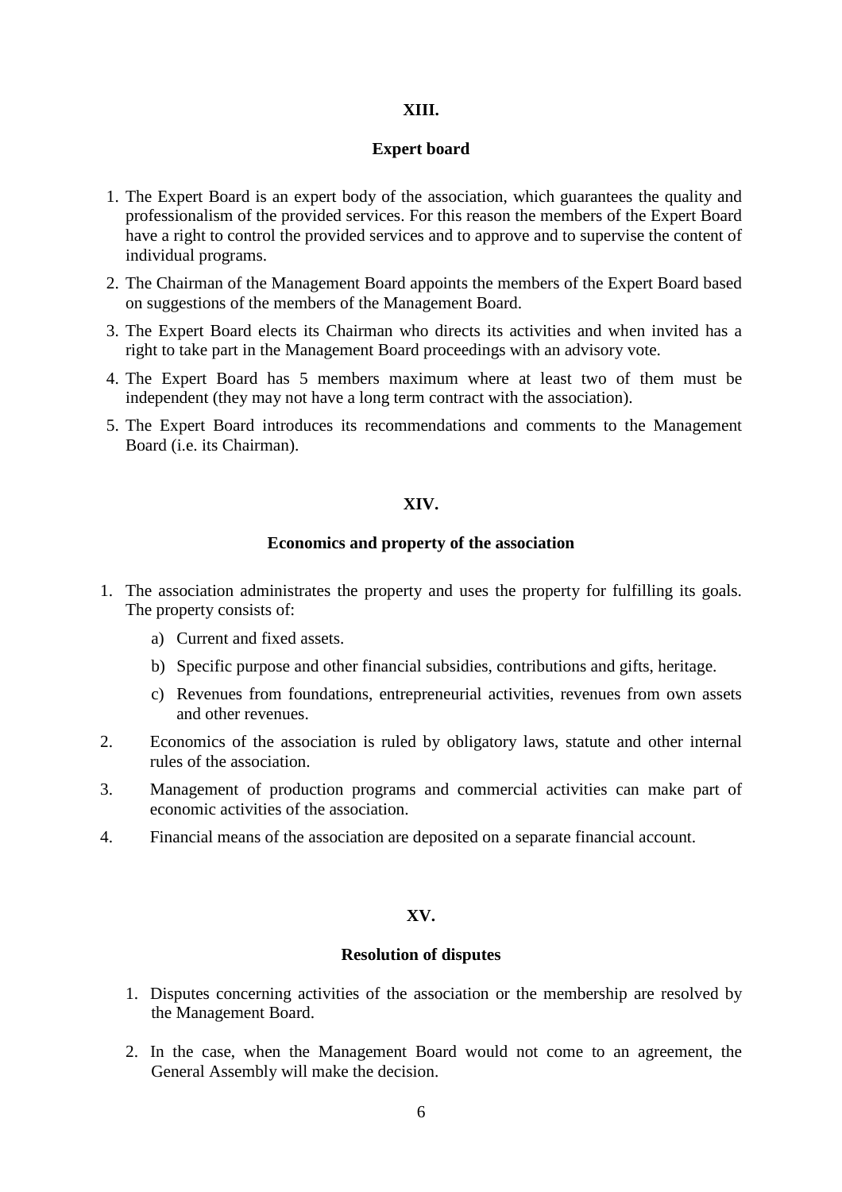## XIII.

## Expert board

1. The Expert Board is an expert body of the association, which guarantees the quality and professionalism of the provided services. For this reason the members of the Expert Board have a right to control the provided services and to approve and to supervise the content of individual programs.
2. The Chairman of the Management Board appoints the members of the Expert Board based on suggestions of the members of the Management Board.
3. The Expert Board elects its Chairman who directs its activities and when invited has a right to take part in the Management Board proceedings with an advisory vote.
4. The Expert Board has 5 members maximum where at least two of them must be independent (they may not have a long term contract with the association).
5. The Expert Board introduces its recommendations and comments to the Management Board (i.e. its Chairman).

## XIV.

## Economics and property of the association

1. The association administrates the property and uses the property for fulfilling its goals. The property consists of:
   a) Current and fixed assets.
   b) Specific purpose and other financial subsidies, contributions and gifts, heritage.
   c) Revenues from foundations, entrepreneurial activities, revenues from own assets and other revenues.
2. Economics of the association is ruled by obligatory laws, statute and other internal rules of the association.
3. Management of production programs and commercial activities can make part of economic activities of the association.
4. Financial means of the association are deposited on a separate financial account.

## XV.

## Resolution of disputes

1. Disputes concerning activities of the association or the membership are resolved by the Management Board.
2. In the case, when the Management Board would not come to an agreement, the General Assembly will make the decision.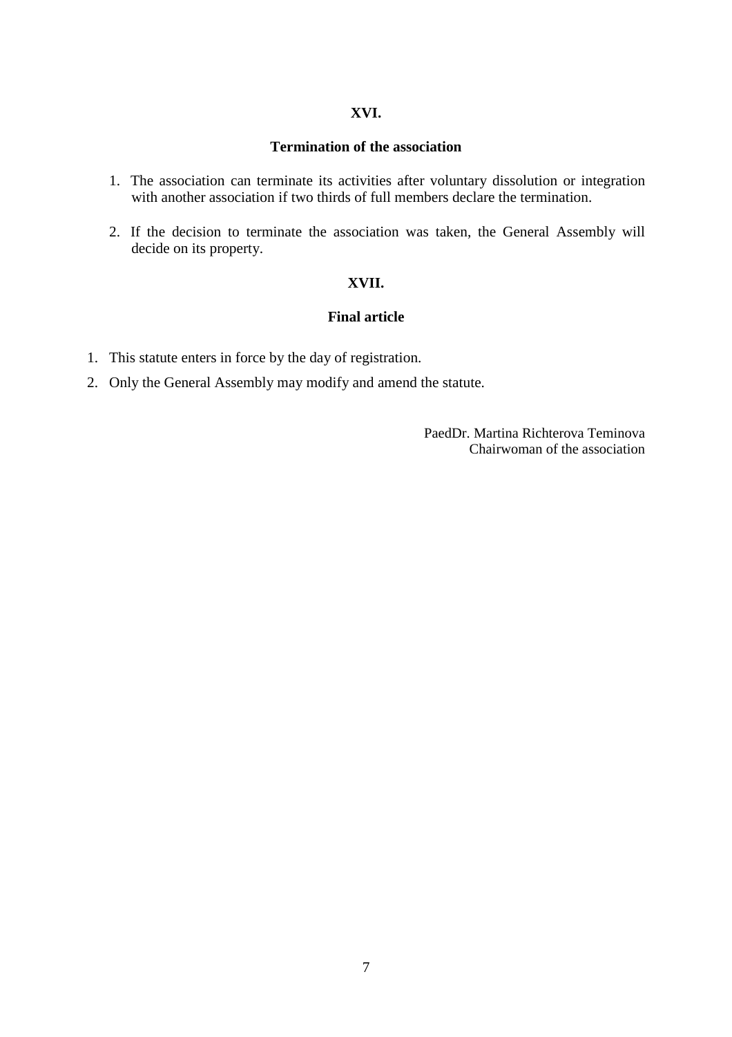## XVI.

## Termination of the association

1. The association can terminate its activities after voluntary dissolution or integration with another association if two thirds of full members declare the termination.

2. If the decision to terminate the association was taken, the General Assembly will decide on its property.

## XVII.

## Final article

1. This statute enters in force by the day of registration.
2. Only the General Assembly may modify and amend the statute.

PaedDr. Martina Richterova Teminova
Chairwoman of the association